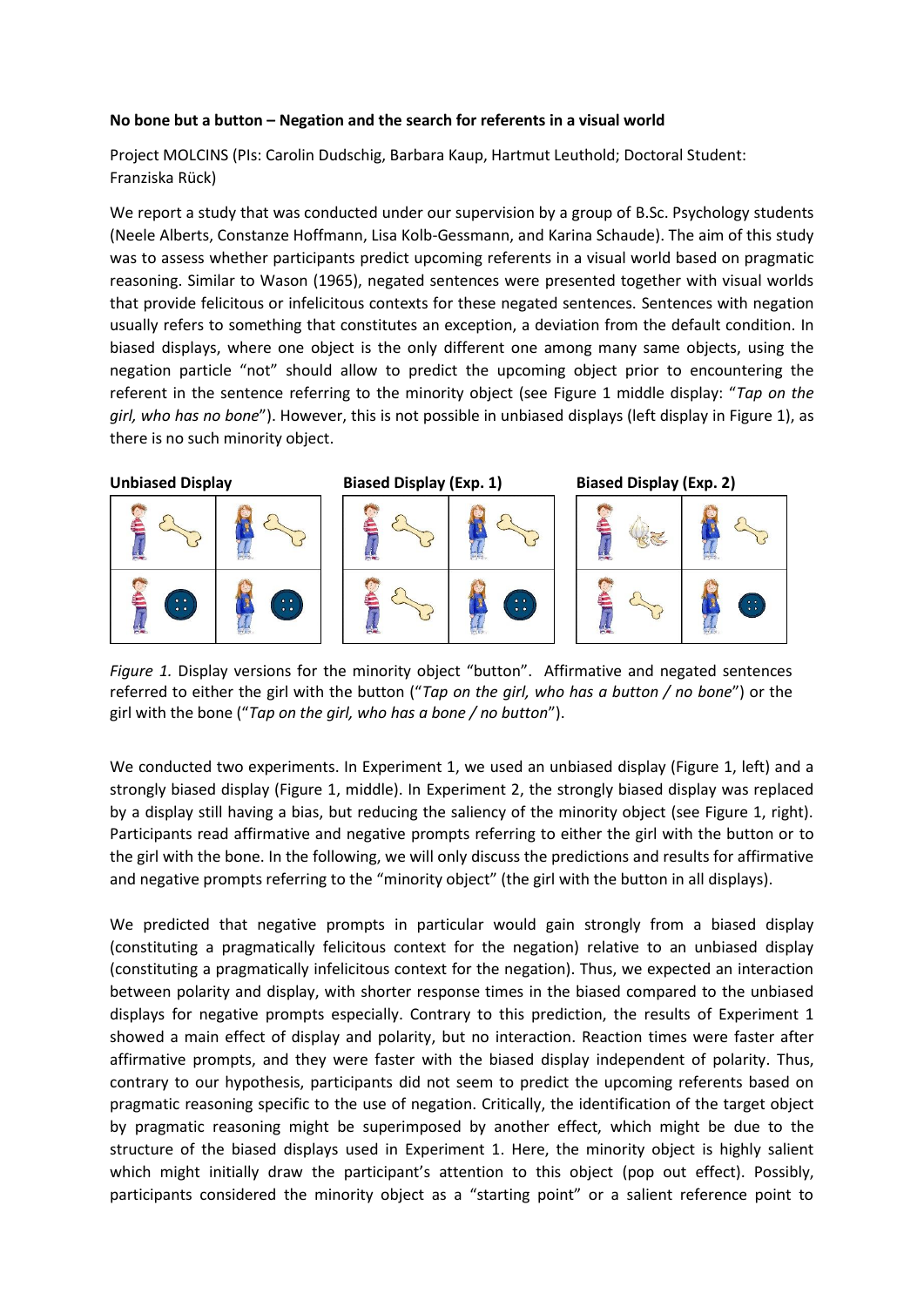**No bone but a button – Negation and the search for referents in a visual world**

Project MOLCINS (PIs: Carolin Dudschig, Barbara Kaup, Hartmut Leuthold; Doctoral Student: Franziska Rück)

We report a study that was conducted under our supervision by a group of B.Sc. Psychology students (Neele Alberts, Constanze Hoffmann, Lisa Kolb-Gessmann, and Karina Schaude). The aim of this study was to assess whether participants predict upcoming referents in a visual world based on pragmatic reasoning. Similar to Wason (1965), negated sentences were presented together with visual worlds that provide felicitous or infelicitous contexts for these negated sentences. Sentences with negation usually refers to something that constitutes an exception, a deviation from the default condition. In biased displays, where one object is the only different one among many same objects, using the negation particle "not" should allow to predict the upcoming object prior to encountering the referent in the sentence referring to the minority object (see Figure 1 middle display: "*Tap on the girl, who has no bone*"). However, this is not possible in unbiased displays (left display in Figure 1), as there is no such minority object.

**Unbiased Display** **Biased Display (Exp. 1)** **Biased Display (Exp. 2)**

*Figure 1.* Display versions for the minority object "button". Affirmative and negated sentences referred to either the girl with the button ("*Tap on the girl, who has a button / no bone*") or the girl with the bone ("*Tap on the girl, who has a bone / no button*").

We conducted two experiments. In Experiment 1, we used an unbiased display (Figure 1, left) and a strongly biased display (Figure 1, middle). In Experiment 2, the strongly biased display was replaced by a display still having a bias, but reducing the saliency of the minority object (see Figure 1, right). Participants read affirmative and negative prompts referring to either the girl with the button or to the girl with the bone. In the following, we will only discuss the predictions and results for affirmative and negative prompts referring to the "minority object" (the girl with the button in all displays).

We predicted that negative prompts in particular would gain strongly from a biased display (constituting a pragmatically felicitous context for the negation) relative to an unbiased display (constituting a pragmatically infelicitous context for the negation). Thus, we expected an interaction between polarity and display, with shorter response times in the biased compared to the unbiased displays for negative prompts especially. Contrary to this prediction, the results of Experiment 1 showed a main effect of display and polarity, but no interaction. Reaction times were faster after affirmative prompts, and they were faster with the biased display independent of polarity. Thus, contrary to our hypothesis, participants did not seem to predict the upcoming referents based on pragmatic reasoning specific to the use of negation. Critically, the identification of the target object by pragmatic reasoning might be superimposed by another effect, which might be due to the structure of the biased displays used in Experiment 1. Here, the minority object is highly salient which might initially draw the participant's attention to this object (pop out effect). Possibly, participants considered the minority object as a "starting point" or a salient reference point to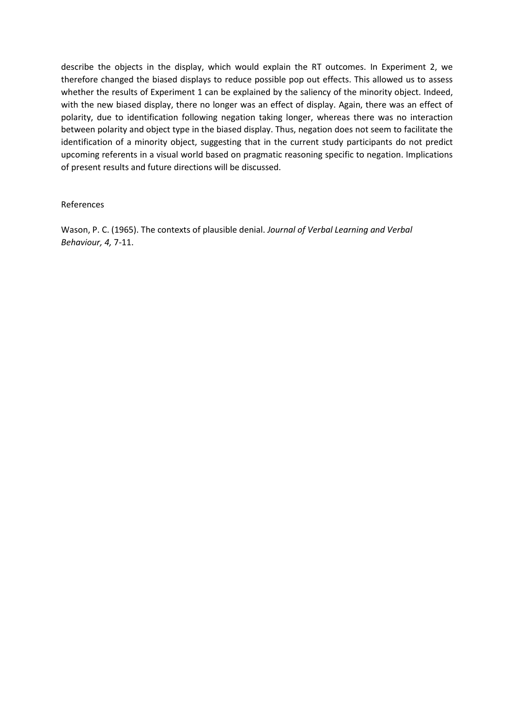describe the objects in the display, which would explain the RT outcomes. In Experiment 2, we therefore changed the biased displays to reduce possible pop out effects. This allowed us to assess whether the results of Experiment 1 can be explained by the saliency of the minority object. Indeed, with the new biased display, there no longer was an effect of display. Again, there was an effect of polarity, due to identification following negation taking longer, whereas there was no interaction between polarity and object type in the biased display. Thus, negation does not seem to facilitate the identification of a minority object, suggesting that in the current study participants do not predict upcoming referents in a visual world based on pragmatic reasoning specific to negation. Implications of present results and future directions will be discussed.

References

Wason, P. C. (1965). The contexts of plausible denial. *Journal of Verbal Learning and Verbal Behaviour, 4,* 7-11.